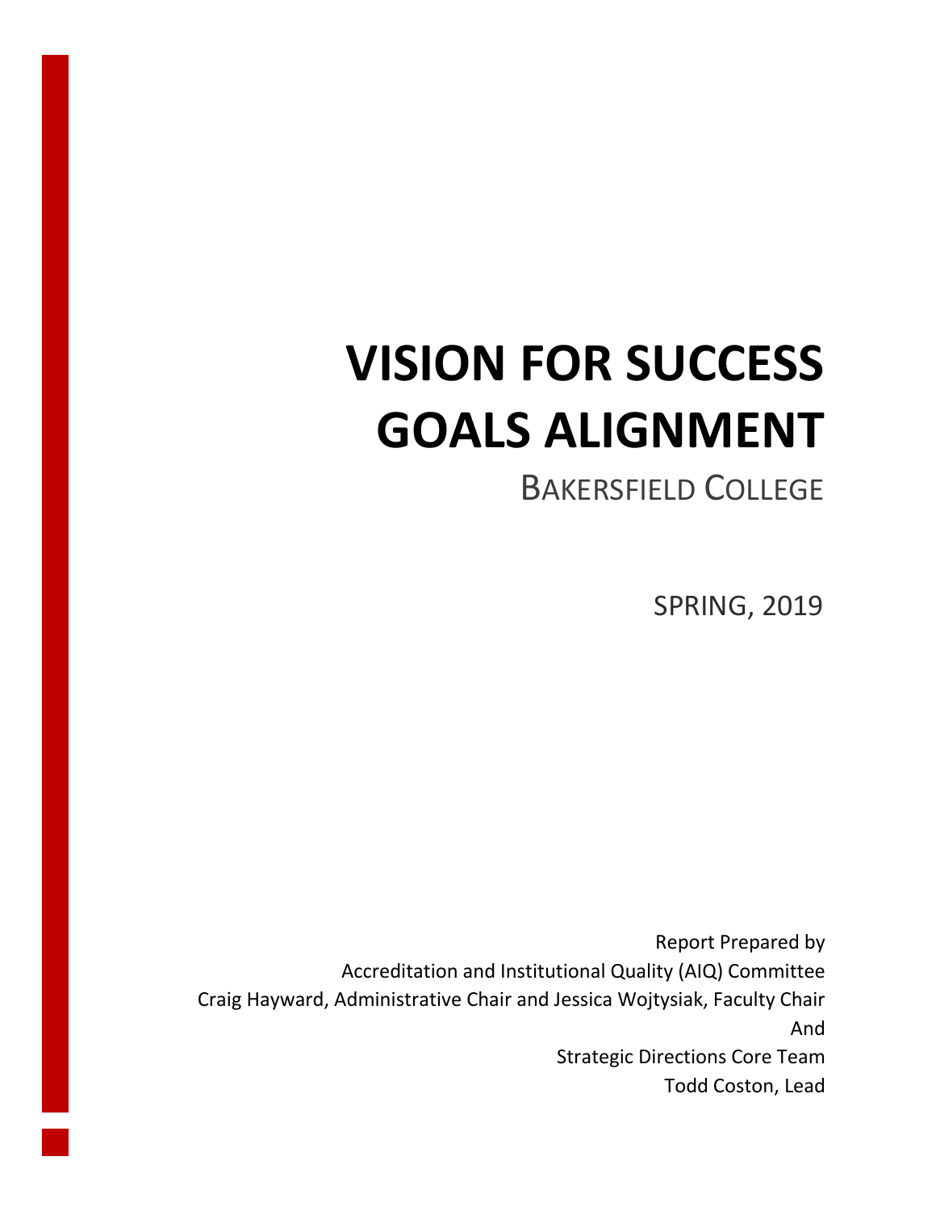# VISION FOR SUCCESS GOALS ALIGNMENT

## BAKERSFIELD COLLEGE

SPRING, 2019

Report Prepared by
Accreditation and Institutional Quality (AIQ) Committee
Craig Hayward, Administrative Chair and Jessica Wojtysiak, Faculty Chair
And
Strategic Directions Core Team
Todd Coston, Lead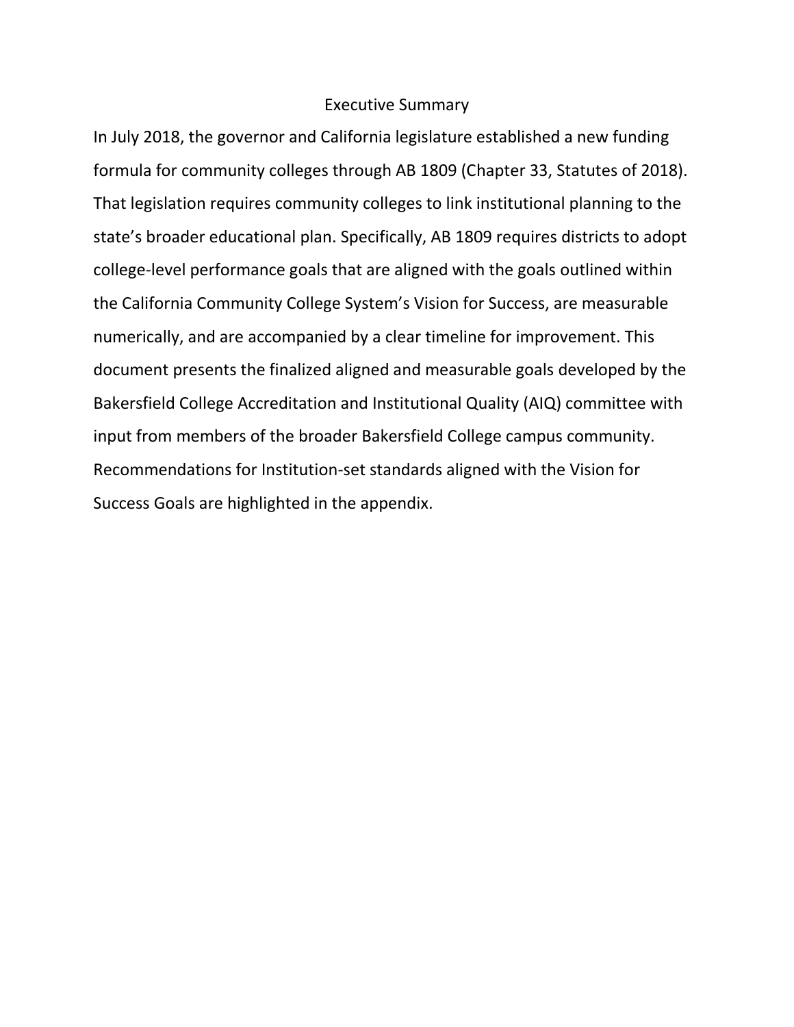# Executive Summary

In July 2018, the governor and California legislature established a new funding formula for community colleges through AB 1809 (Chapter 33, Statutes of 2018). That legislation requires community colleges to link institutional planning to the state's broader educational plan. Specifically, AB 1809 requires districts to adopt college-level performance goals that are aligned with the goals outlined within the California Community College System's Vision for Success, are measurable numerically, and are accompanied by a clear timeline for improvement. This document presents the finalized aligned and measurable goals developed by the Bakersfield College Accreditation and Institutional Quality (AIQ) committee with input from members of the broader Bakersfield College campus community. Recommendations for Institution-set standards aligned with the Vision for Success Goals are highlighted in the appendix.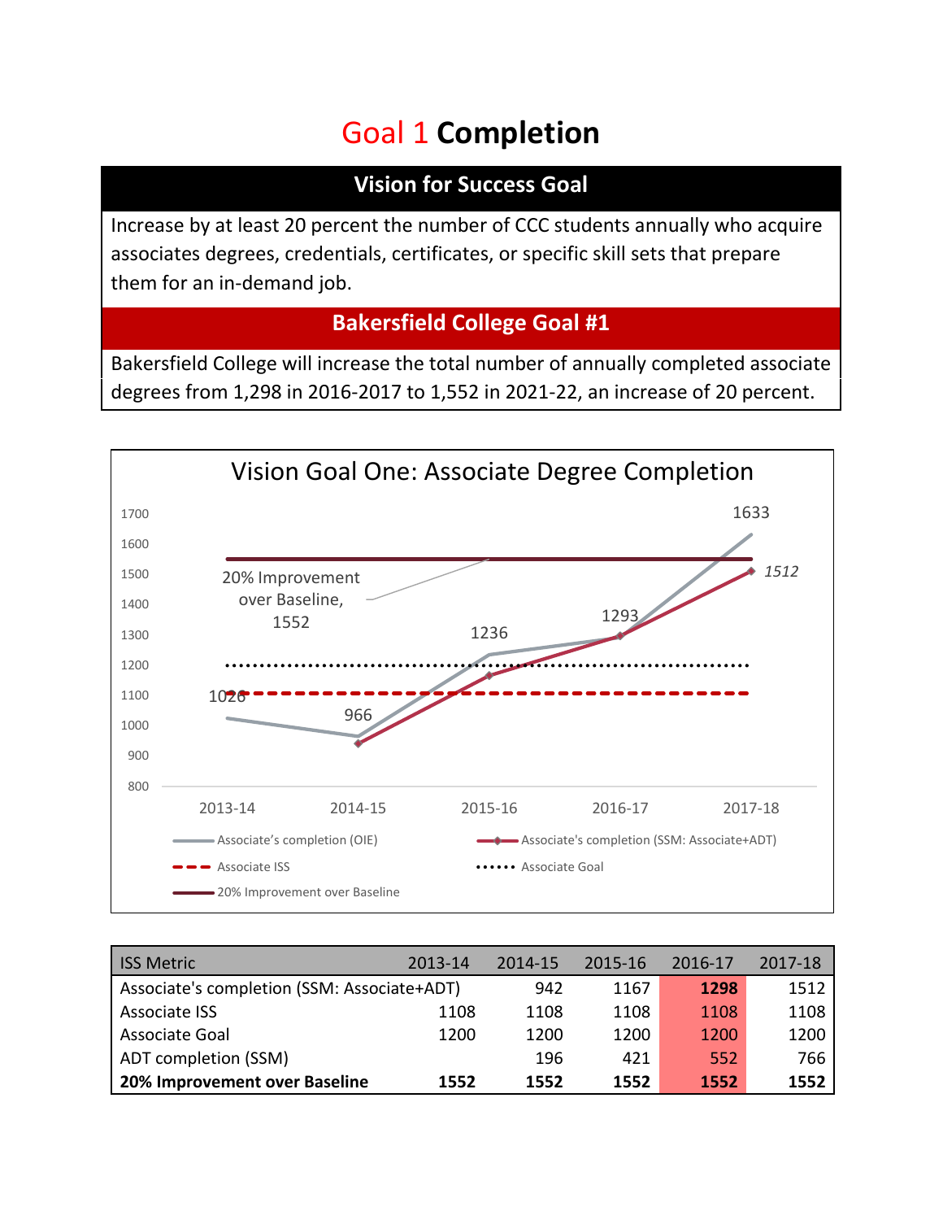# Goal 1 Completion

## Vision for Success Goal

Increase by at least 20 percent the number of CCC students annually who acquire associates degrees, credentials, certificates, or specific skill sets that prepare them for an in-demand job.

## Bakersfield College Goal #1

Bakersfield College will increase the total number of annually completed associate degrees from 1,298 in 2016-2017 to 1,552 in 2021-22, an increase of 20 percent.

**Vision Goal One: Associate Degree Completion**

| | 2013-14 | 2014-15 | 2015-16 | 2016-17 | 2017-18 |
|---|---|---|---|---|---|
| Associate's completion (OIE) | 1026 | 966 | 1236 | 1293 | 1633 |
| Associate's completion (SSM: Associate+ADT) | | 942 | 1167 | 1298 | 1512 |
| Associate ISS | 1108 | 1108 | 1108 | 1108 | 1108 |
| Associate Goal | 1200 | 1200 | 1200 | 1200 | 1200 |
| 20% Improvement over Baseline | 1552 | 1552 | 1552 | 1552 | 1552 |

| ISS Metric | 2013-14 | 2014-15 | 2015-16 | 2016-17 | 2017-18 |
|---|---|---|---|---|---|
| Associate's completion (SSM: Associate+ADT) | | 942 | 1167 | **1298** | 1512 |
| Associate ISS | 1108 | 1108 | 1108 | 1108 | 1108 |
| Associate Goal | 1200 | 1200 | 1200 | 1200 | 1200 |
| ADT completion (SSM) | | 196 | 421 | 552 | 766 |
| **20% Improvement over Baseline** | **1552** | **1552** | **1552** | **1552** | **1552** |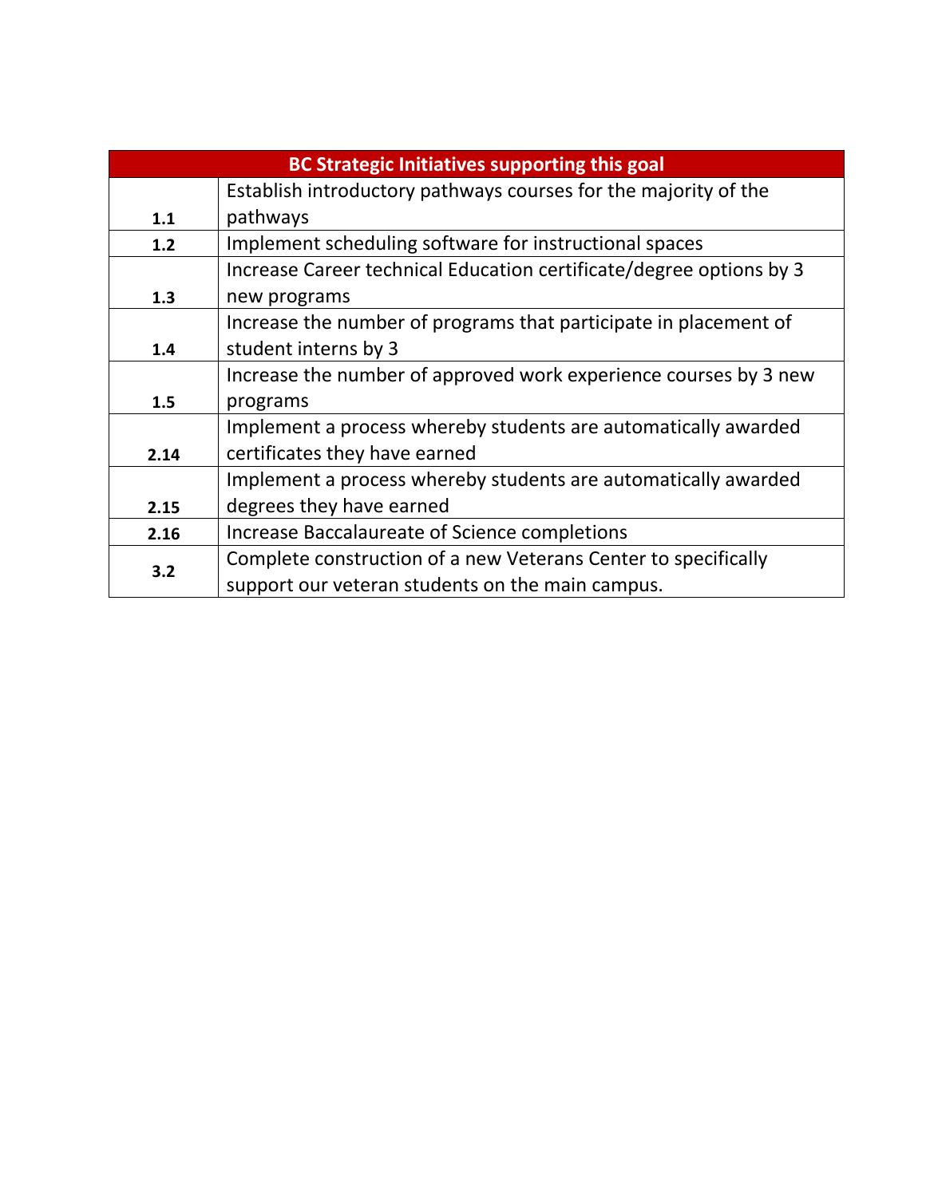| BC Strategic Initiatives supporting this goal | |
|---|---|
| **1.1** | Establish introductory pathways courses for the majority of the pathways |
| **1.2** | Implement scheduling software for instructional spaces |
| **1.3** | Increase Career technical Education certificate/degree options by 3 new programs |
| **1.4** | Increase the number of programs that participate in placement of student interns by 3 |
| **1.5** | Increase the number of approved work experience courses by 3 new programs |
| **2.14** | Implement a process whereby students are automatically awarded certificates they have earned |
| **2.15** | Implement a process whereby students are automatically awarded degrees they have earned |
| **2.16** | Increase Baccalaureate of Science completions |
| **3.2** | Complete construction of a new Veterans Center to specifically support our veteran students on the main campus. |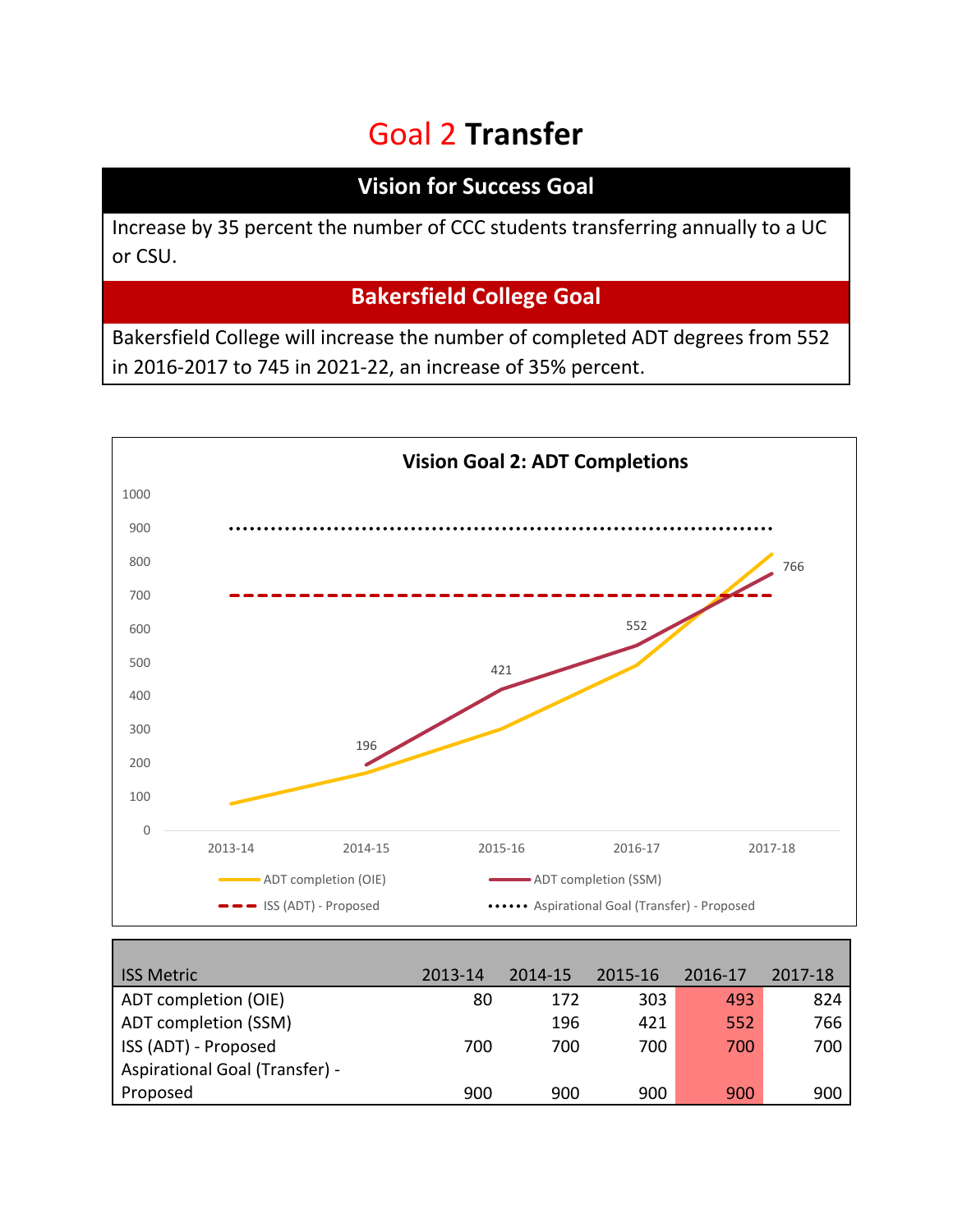# Goal 2 Transfer

## Vision for Success Goal

Increase by 35 percent the number of CCC students transferring annually to a UC or CSU.

## Bakersfield College Goal

Bakersfield College will increase the number of completed ADT degrees from 552 in 2016-2017 to 745 in 2021-22, an increase of 35% percent.

**Vision Goal 2: ADT Completions**

| ISS Metric | 2013-14 | 2014-15 | 2015-16 | 2016-17 | 2017-18 |
|---|---|---|---|---|---|
| ADT completion (OIE) | 80 | 172 | 303 | 493 | 824 |
| ADT completion (SSM) | | 196 | 421 | 552 | 766 |
| ISS (ADT) - Proposed | 700 | 700 | 700 | 700 | 700 |
| Aspirational Goal (Transfer) - Proposed | 900 | 900 | 900 | 900 | 900 |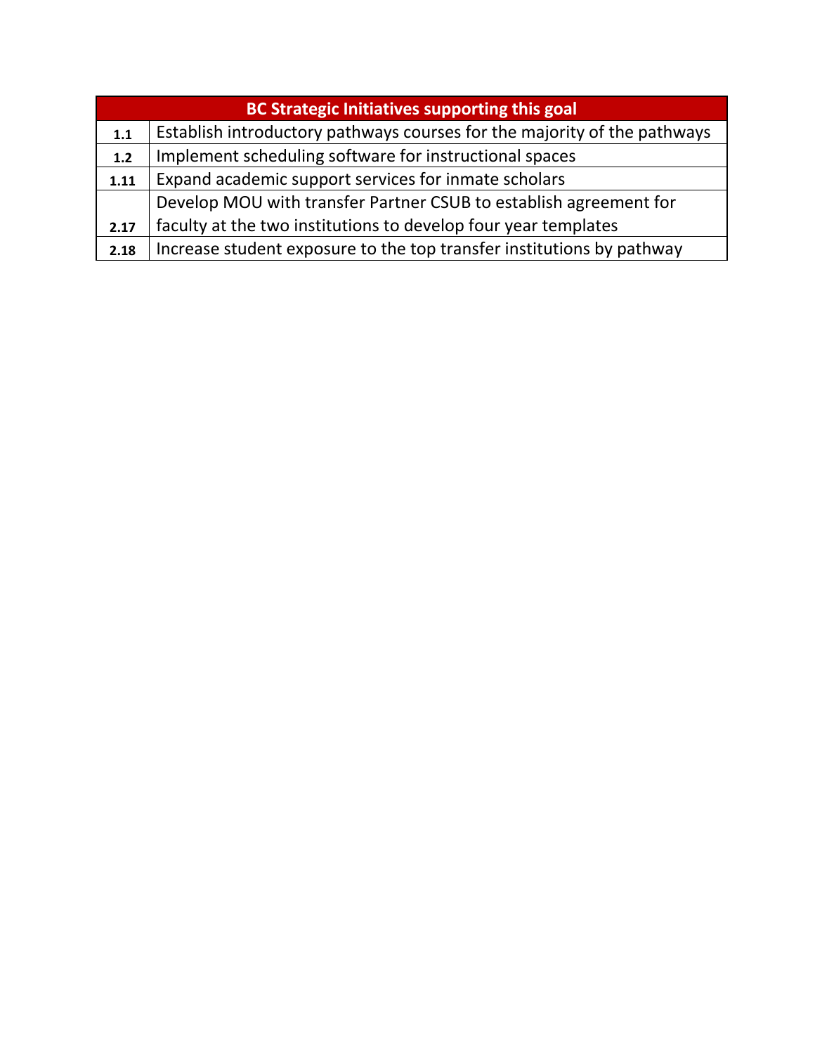| BC Strategic Initiatives supporting this goal | |
|---|---|
| 1.1 | Establish introductory pathways courses for the majority of the pathways |
| 1.2 | Implement scheduling software for instructional spaces |
| 1.11 | Expand academic support services for inmate scholars |
| 2.17 | Develop MOU with transfer Partner CSUB to establish agreement for faculty at the two institutions to develop four year templates |
| 2.18 | Increase student exposure to the top transfer institutions by pathway |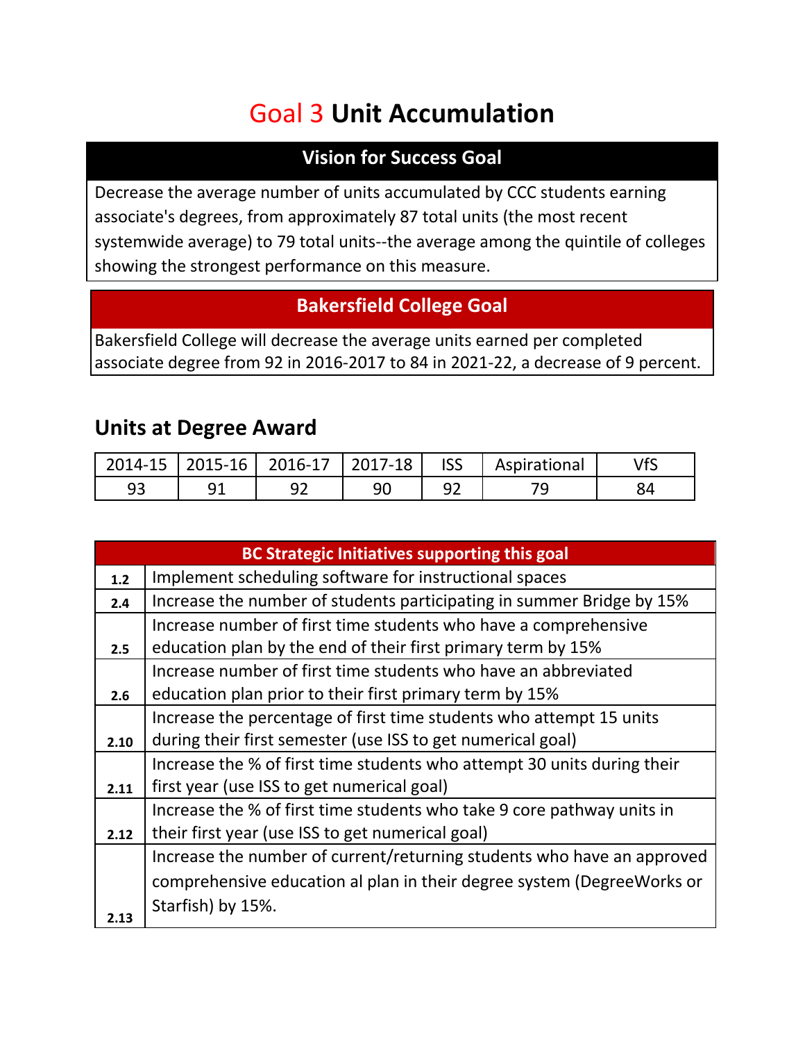# Goal 3 **Unit Accumulation**

| Vision for Success Goal |
|---|
| Decrease the average number of units accumulated by CCC students earning associate's degrees, from approximately 87 total units (the most recent systemwide average) to 79 total units--the average among the quintile of colleges showing the strongest performance on this measure. |

| Bakersfield College Goal |
|---|
| Bakersfield College will decrease the average units earned per completed associate degree from 92 in 2016-2017 to 84 in 2021-22, a decrease of 9 percent. |

## Units at Degree Award

| 2014-15 | 2015-16 | 2016-17 | 2017-18 | ISS | Aspirational | VfS |
|---|---|---|---|---|---|---|
| 93 | 91 | 92 | 90 | 92 | 79 | 84 |

| BC Strategic Initiatives supporting this goal | |
|---|---|
| **1.2** | Implement scheduling software for instructional spaces |
| **2.4** | Increase the number of students participating in summer Bridge by 15% |
| **2.5** | Increase number of first time students who have a comprehensive education plan by the end of their first primary term by 15% |
| **2.6** | Increase number of first time students who have an abbreviated education plan prior to their first primary term by 15% |
| **2.10** | Increase the percentage of first time students who attempt 15 units during their first semester (use ISS to get numerical goal) |
| **2.11** | Increase the % of first time students who attempt 30 units during their first year (use ISS to get numerical goal) |
| **2.12** | Increase the % of first time students who take 9 core pathway units in their first year (use ISS to get numerical goal) |
| **2.13** | Increase the number of current/returning students who have an approved comprehensive education al plan in their degree system (DegreeWorks or Starfish) by 15%. |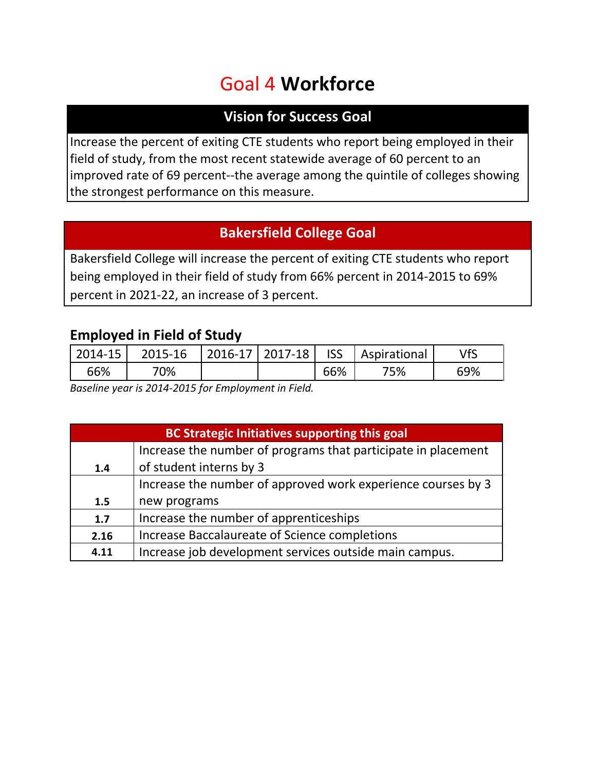# Goal 4 **Workforce**

## Vision for Success Goal

Increase the percent of exiting CTE students who report being employed in their field of study, from the most recent statewide average of 60 percent to an improved rate of 69 percent--the average among the quintile of colleges showing the strongest performance on this measure.

## Bakersfield College Goal

Bakersfield College will increase the percent of exiting CTE students who report being employed in their field of study from 66% percent in 2014-2015 to 69% percent in 2021-22, an increase of 3 percent.

### Employed in Field of Study

| 2014-15 | 2015-16 | 2016-17 | 2017-18 | ISS | Aspirational | VfS |
|---|---|---|---|---|---|---|
| 66% | 70% | | | 66% | 75% | 69% |

*Baseline year is 2014-2015 for Employment in Field.*

| BC Strategic Initiatives supporting this goal | |
|---|---|
| **1.4** | Increase the number of programs that participate in placement of student interns by 3 |
| **1.5** | Increase the number of approved work experience courses by 3 new programs |
| **1.7** | Increase the number of apprenticeships |
| **2.16** | Increase Baccalaureate of Science completions |
| **4.11** | Increase job development services outside main campus. |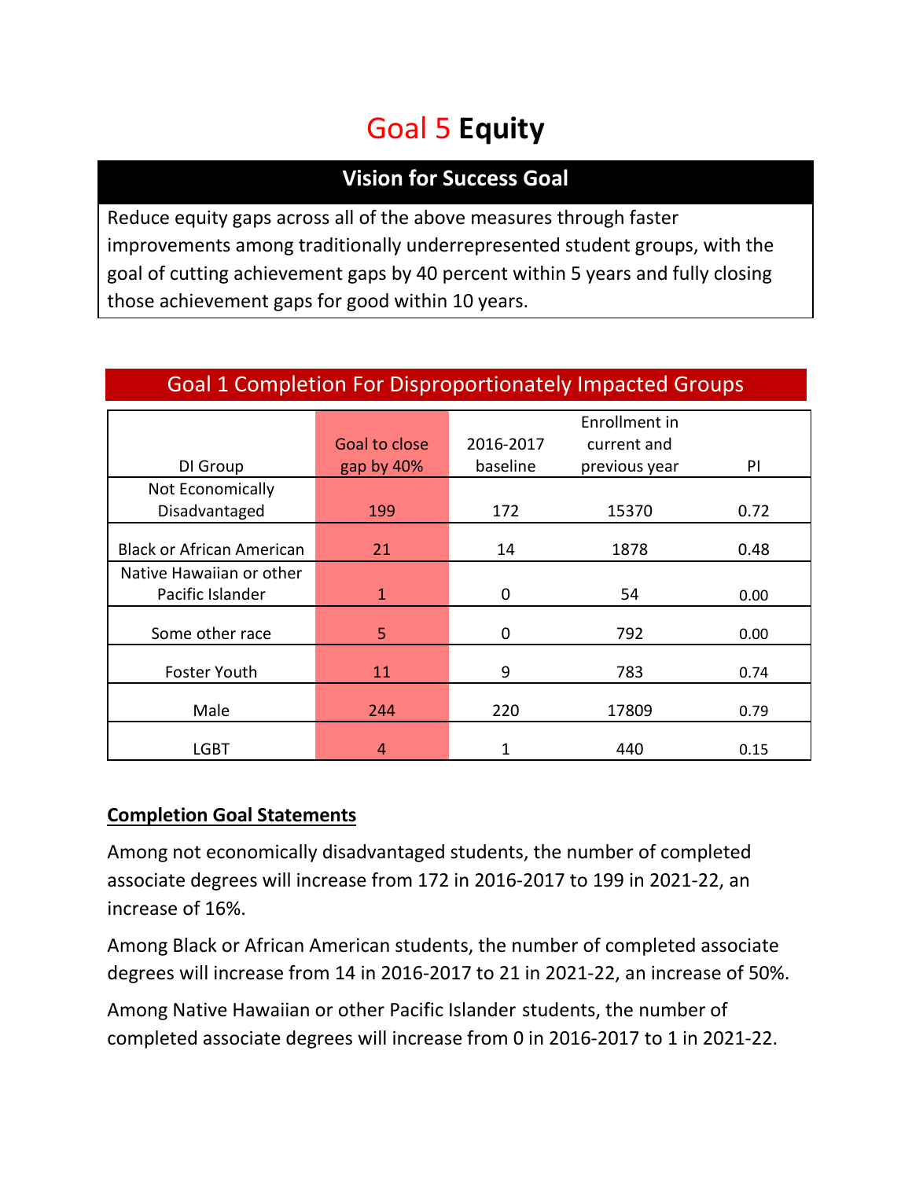# Goal 5 **Equity**

## Vision for Success Goal

Reduce equity gaps across all of the above measures through faster improvements among traditionally underrepresented student groups, with the goal of cutting achievement gaps by 40 percent within 5 years and fully closing those achievement gaps for good within 10 years.

## Goal 1 Completion For Disproportionately Impacted Groups

| DI Group | Goal to close gap by 40% | 2016-2017 baseline | Enrollment in current and previous year | PI |
|---|---|---|---|---|
| Not Economically Disadvantaged | 199 | 172 | 15370 | 0.72 |
| Black or African American | 21 | 14 | 1878 | 0.48 |
| Native Hawaiian or other Pacific Islander | 1 | 0 | 54 | 0.00 |
| Some other race | 5 | 0 | 792 | 0.00 |
| Foster Youth | 11 | 9 | 783 | 0.74 |
| Male | 244 | 220 | 17809 | 0.79 |
| LGBT | 4 | 1 | 440 | 0.15 |

**Completion Goal Statements**

Among not economically disadvantaged students, the number of completed associate degrees will increase from 172 in 2016-2017 to 199 in 2021-22, an increase of 16%.

Among Black or African American students, the number of completed associate degrees will increase from 14 in 2016-2017 to 21 in 2021-22, an increase of 50%.

Among Native Hawaiian or other Pacific Islander students, the number of completed associate degrees will increase from 0 in 2016-2017 to 1 in 2021-22.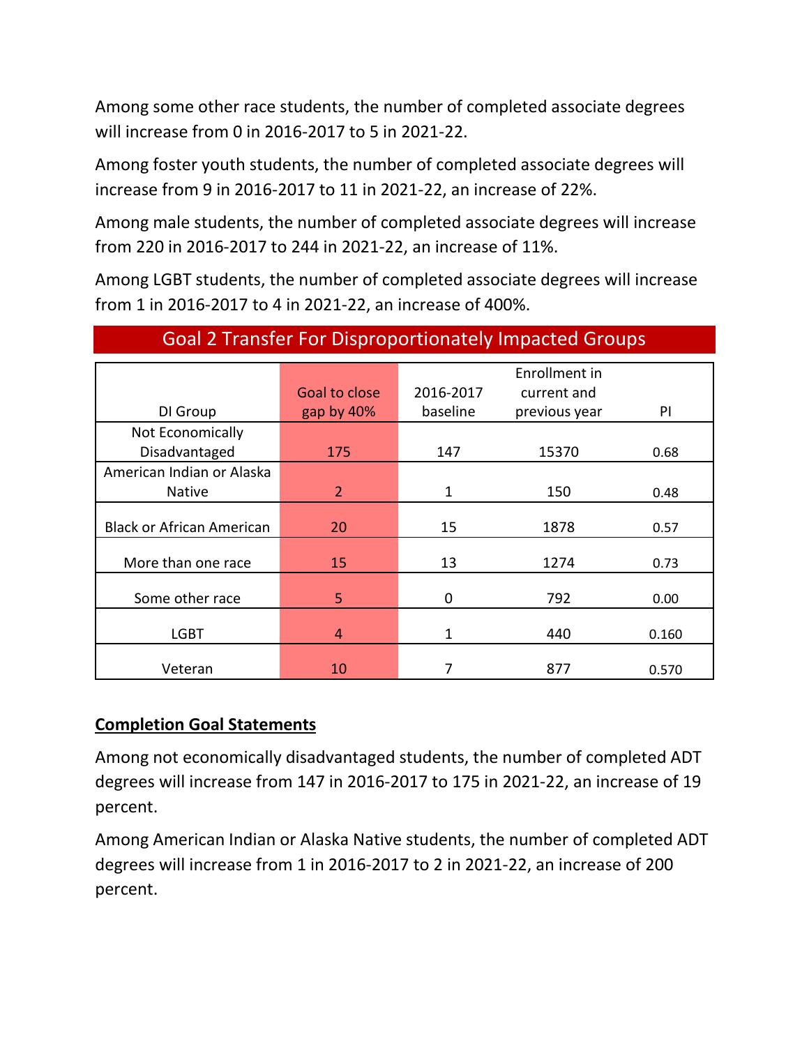Among some other race students, the number of completed associate degrees will increase from 0 in 2016-2017 to 5 in 2021-22.

Among foster youth students, the number of completed associate degrees will increase from 9 in 2016-2017 to 11 in 2021-22, an increase of 22%.

Among male students, the number of completed associate degrees will increase from 220 in 2016-2017 to 244 in 2021-22, an increase of 11%.

Among LGBT students, the number of completed associate degrees will increase from 1 in 2016-2017 to 4 in 2021-22, an increase of 400%.

## Goal 2 Transfer For Disproportionately Impacted Groups

| DI Group | Goal to close gap by 40% | 2016-2017 baseline | Enrollment in current and previous year | PI |
|---|---|---|---|---|
| Not Economically Disadvantaged | 175 | 147 | 15370 | 0.68 |
| American Indian or Alaska Native | 2 | 1 | 150 | 0.48 |
| Black or African American | 20 | 15 | 1878 | 0.57 |
| More than one race | 15 | 13 | 1274 | 0.73 |
| Some other race | 5 | 0 | 792 | 0.00 |
| LGBT | 4 | 1 | 440 | 0.160 |
| Veteran | 10 | 7 | 877 | 0.570 |

**Completion Goal Statements**

Among not economically disadvantaged students, the number of completed ADT degrees will increase from 147 in 2016-2017 to 175 in 2021-22, an increase of 19 percent.

Among American Indian or Alaska Native students, the number of completed ADT degrees will increase from 1 in 2016-2017 to 2 in 2021-22, an increase of 200 percent.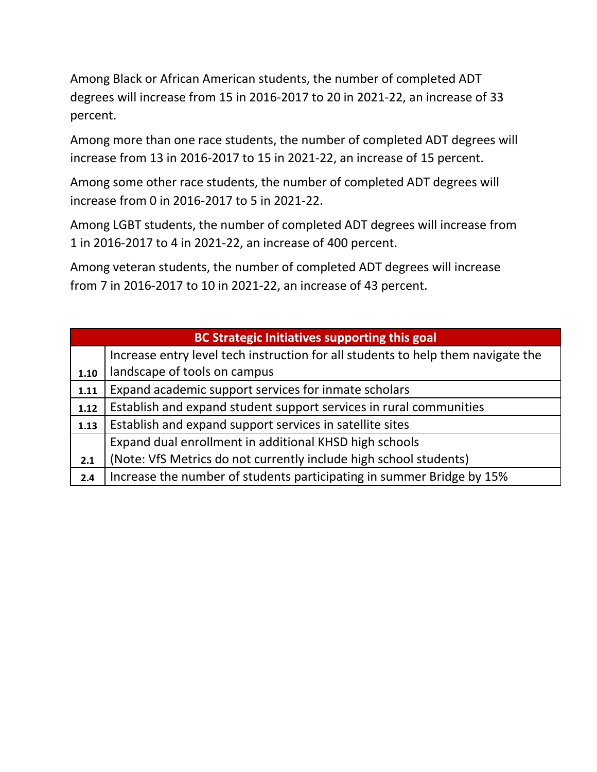Among Black or African American students, the number of completed ADT degrees will increase from 15 in 2016-2017 to 20 in 2021-22, an increase of 33 percent.

Among more than one race students, the number of completed ADT degrees will increase from 13 in 2016-2017 to 15 in 2021-22, an increase of 15 percent.

Among some other race students, the number of completed ADT degrees will increase from 0 in 2016-2017 to 5 in 2021-22.

Among LGBT students, the number of completed ADT degrees will increase from 1 in 2016-2017 to 4 in 2021-22, an increase of 400 percent.

Among veteran students, the number of completed ADT degrees will increase from 7 in 2016-2017 to 10 in 2021-22, an increase of 43 percent.

| BC Strategic Initiatives supporting this goal | |
|---|---|
| **1.10** | Increase entry level tech instruction for all students to help them navigate the landscape of tools on campus |
| **1.11** | Expand academic support services for inmate scholars |
| **1.12** | Establish and expand student support services in rural communities |
| **1.13** | Establish and expand support services in satellite sites |
| **2.1** | Expand dual enrollment in additional KHSD high schools (Note: VfS Metrics do not currently include high school students) |
| **2.4** | Increase the number of students participating in summer Bridge by 15% |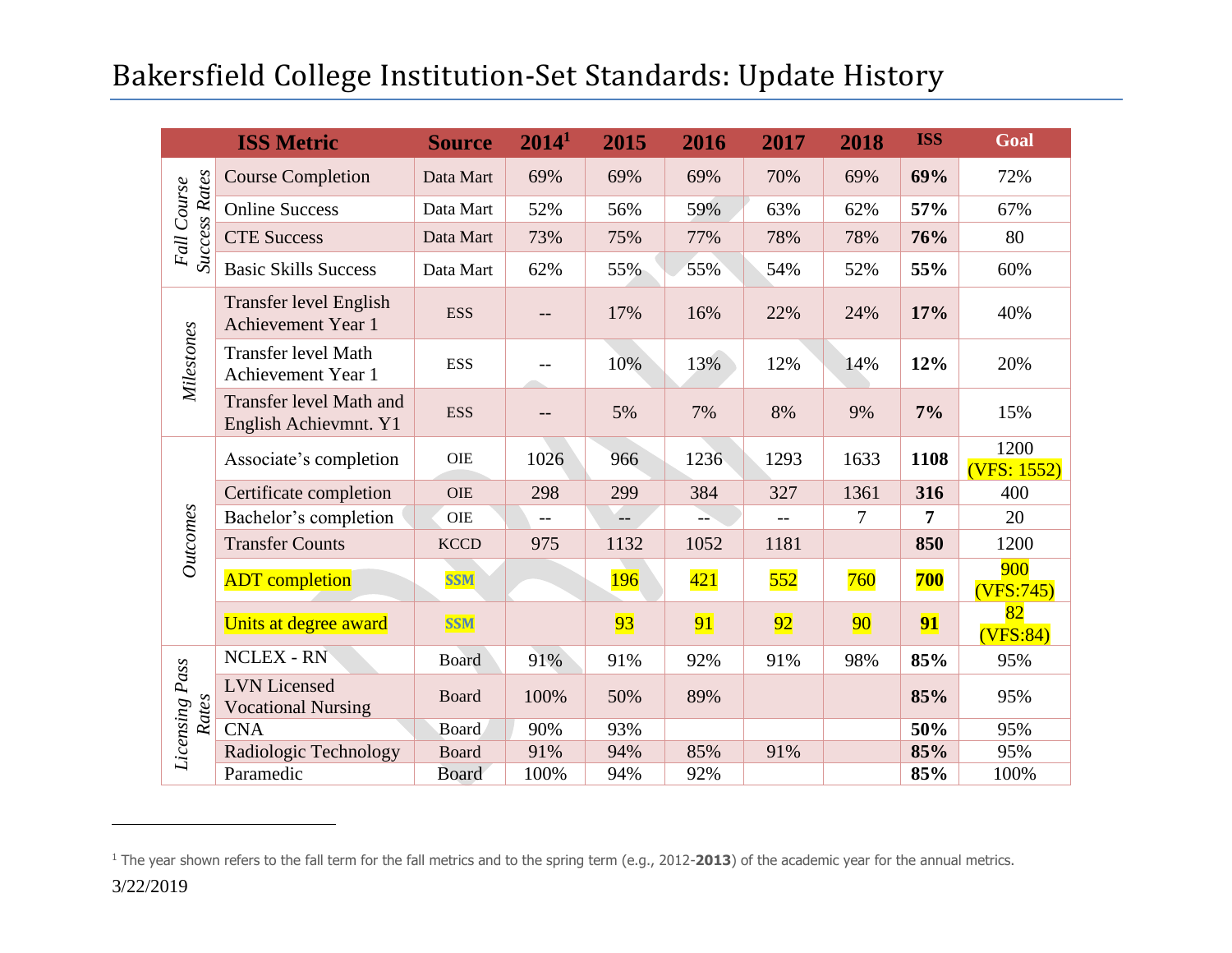# Bakersfield College Institution-Set Standards: Update History

| | ISS Metric | Source | 2014[1] | 2015 | 2016 | 2017 | 2018 | ISS | Goal |
|---|---|---|---|---|---|---|---|---|---|
| *Fall Course Success Rates* | Course Completion | Data Mart | 69% | 69% | 69% | 70% | 69% | **69%** | 72% |
| | Online Success | Data Mart | 52% | 56% | 59% | 63% | 62% | **57%** | 67% |
| | CTE Success | Data Mart | 73% | 75% | 77% | 78% | 78% | **76%** | 80 |
| | Basic Skills Success | Data Mart | 62% | 55% | 55% | 54% | 52% | **55%** | 60% |
| *Milestones* | Transfer level English Achievement Year 1 | ESS | -- | 17% | 16% | 22% | 24% | **17%** | 40% |
| | Transfer level Math Achievement Year 1 | ESS | -- | 10% | 13% | 12% | 14% | **12%** | 20% |
| | Transfer level Math and English Achievmnt. Y1 | ESS | -- | 5% | 7% | 8% | 9% | **7%** | 15% |
| *Outcomes* | Associate's completion | OIE | 1026 | 966 | 1236 | 1293 | 1633 | **1108** | 1200 (VFS: 1552) |
| | Certificate completion | OIE | 298 | 299 | 384 | 327 | 1361 | **316** | 400 |
| | Bachelor's completion | OIE | -- | -- | -- | -- | 7 | **7** | 20 |
| | Transfer Counts | KCCD | 975 | 1132 | 1052 | 1181 | | **850** | 1200 |
| | ADT completion | **SSM** | | 196 | 421 | 552 | 760 | **700** | 900 (VFS:745) |
| | Units at degree award | **SSM** | | 93 | 91 | 92 | 90 | **91** | 82 (VFS:84) |
| *Licensing Pass Rates* | NCLEX - RN | Board | 91% | 91% | 92% | 91% | 98% | **85%** | 95% |
| | LVN Licensed Vocational Nursing | Board | 100% | 50% | 89% | | | **85%** | 95% |
| | CNA | Board | 90% | 93% | | | | **50%** | 95% |
| | Radiologic Technology | Board | 91% | 94% | 85% | 91% | | **85%** | 95% |
| | Paramedic | Board | 100% | 94% | 92% | | | **85%** | 100% |

[1] The year shown refers to the fall term for the fall metrics and to the spring term (e.g., 2012-**2013**) of the academic year for the annual metrics.

3/22/2019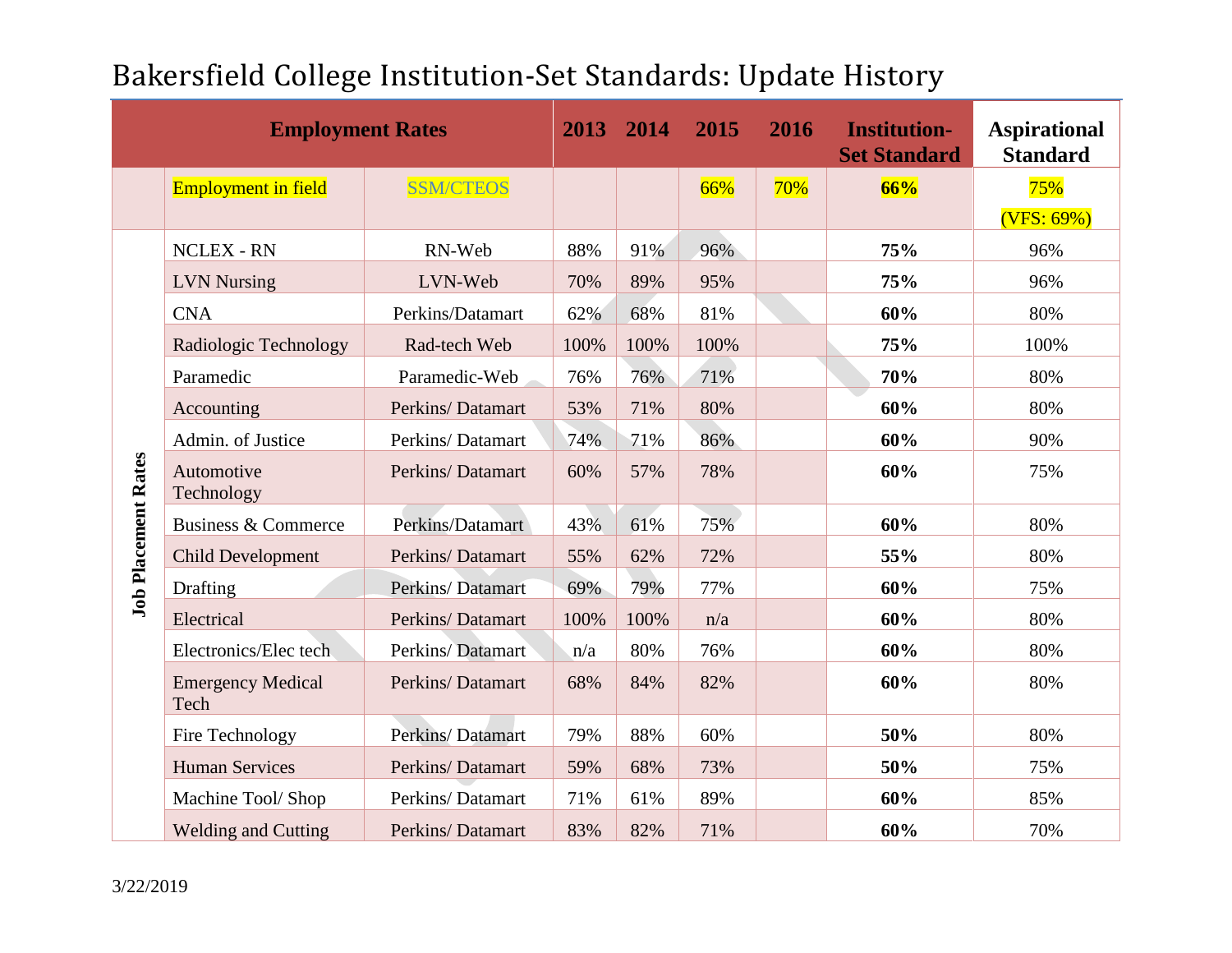# Bakersfield College Institution-Set Standards: Update History

| Employment Rates | | | 2013 | 2014 | 2015 | 2016 | Institution-Set Standard | Aspirational Standard |
|---|---|---|---|---|---|---|---|---|
| | Employment in field | SSM/CTEOS | | | 66% | 70% | **66%** | 75% (VFS: 69%) |
| Job Placement Rates | NCLEX - RN | RN-Web | 88% | 91% | 96% | | **75%** | 96% |
| | LVN Nursing | LVN-Web | 70% | 89% | 95% | | **75%** | 96% |
| | CNA | Perkins/Datamart | 62% | 68% | 81% | | **60%** | 80% |
| | Radiologic Technology | Rad-tech Web | 100% | 100% | 100% | | **75%** | 100% |
| | Paramedic | Paramedic-Web | 76% | 76% | 71% | | **70%** | 80% |
| | Accounting | Perkins/ Datamart | 53% | 71% | 80% | | **60%** | 80% |
| | Admin. of Justice | Perkins/ Datamart | 74% | 71% | 86% | | **60%** | 90% |
| | Automotive Technology | Perkins/ Datamart | 60% | 57% | 78% | | **60%** | 75% |
| | Business & Commerce | Perkins/Datamart | 43% | 61% | 75% | | **60%** | 80% |
| | Child Development | Perkins/ Datamart | 55% | 62% | 72% | | **55%** | 80% |
| | Drafting | Perkins/ Datamart | 69% | 79% | 77% | | **60%** | 75% |
| | Electrical | Perkins/ Datamart | 100% | 100% | n/a | | **60%** | 80% |
| | Electronics/Elec tech | Perkins/ Datamart | n/a | 80% | 76% | | **60%** | 80% |
| | Emergency Medical Tech | Perkins/ Datamart | 68% | 84% | 82% | | **60%** | 80% |
| | Fire Technology | Perkins/ Datamart | 79% | 88% | 60% | | **50%** | 80% |
| | Human Services | Perkins/ Datamart | 59% | 68% | 73% | | **50%** | 75% |
| | Machine Tool/ Shop | Perkins/ Datamart | 71% | 61% | 89% | | **60%** | 85% |
| | Welding and Cutting | Perkins/ Datamart | 83% | 82% | 71% | | **60%** | 70% |

3/22/2019